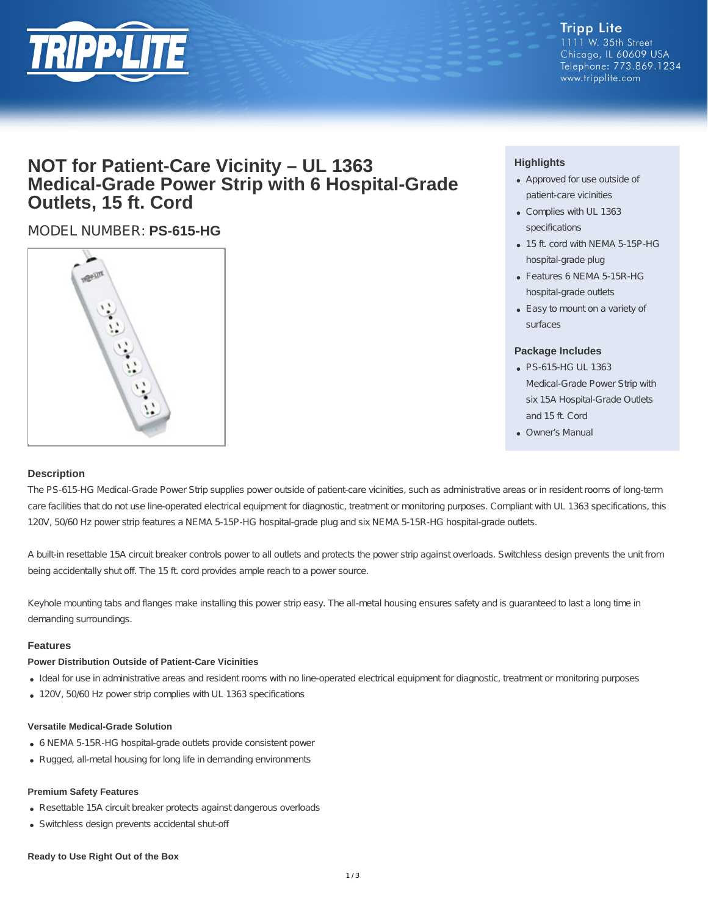Tripp Lite
1111 W. 35th Street
Chicago, IL 60609 USA
Telephone: 773.869.1234
www.tripplite.com

# NOT for Patient-Care Vicinity – UL 1363 Medical-Grade Power Strip with 6 Hospital-Grade Outlets, 15 ft. Cord

MODEL NUMBER: **PS-615-HG**

### Highlights

- Approved for use outside of patient-care vicinities
- Complies with UL 1363 specifications
- 15 ft. cord with NEMA 5-15P-HG hospital-grade plug
- Features 6 NEMA 5-15R-HG hospital-grade outlets
- Easy to mount on a variety of surfaces

### Package Includes

- PS-615-HG UL 1363 Medical-Grade Power Strip with six 15A Hospital-Grade Outlets and 15 ft. Cord
- Owner's Manual

## Description

The PS-615-HG Medical-Grade Power Strip supplies power outside of patient-care vicinities, such as administrative areas or in resident rooms of long-term care facilities that do not use line-operated electrical equipment for diagnostic, treatment or monitoring purposes. Compliant with UL 1363 specifications, this 120V, 50/60 Hz power strip features a NEMA 5-15P-HG hospital-grade plug and six NEMA 5-15R-HG hospital-grade outlets.

A built-in resettable 15A circuit breaker controls power to all outlets and protects the power strip against overloads. Switchless design prevents the unit from being accidentally shut off. The 15 ft. cord provides ample reach to a power source.

Keyhole mounting tabs and flanges make installing this power strip easy. The all-metal housing ensures safety and is guaranteed to last a long time in demanding surroundings.

## Features

### Power Distribution Outside of Patient-Care Vicinities

- Ideal for use in administrative areas and resident rooms with no line-operated electrical equipment for diagnostic, treatment or monitoring purposes
- 120V, 50/60 Hz power strip complies with UL 1363 specifications

### Versatile Medical-Grade Solution

- 6 NEMA 5-15R-HG hospital-grade outlets provide consistent power
- Rugged, all-metal housing for long life in demanding environments

### Premium Safety Features

- Resettable 15A circuit breaker protects against dangerous overloads
- Switchless design prevents accidental shut-off

### Ready to Use Right Out of the Box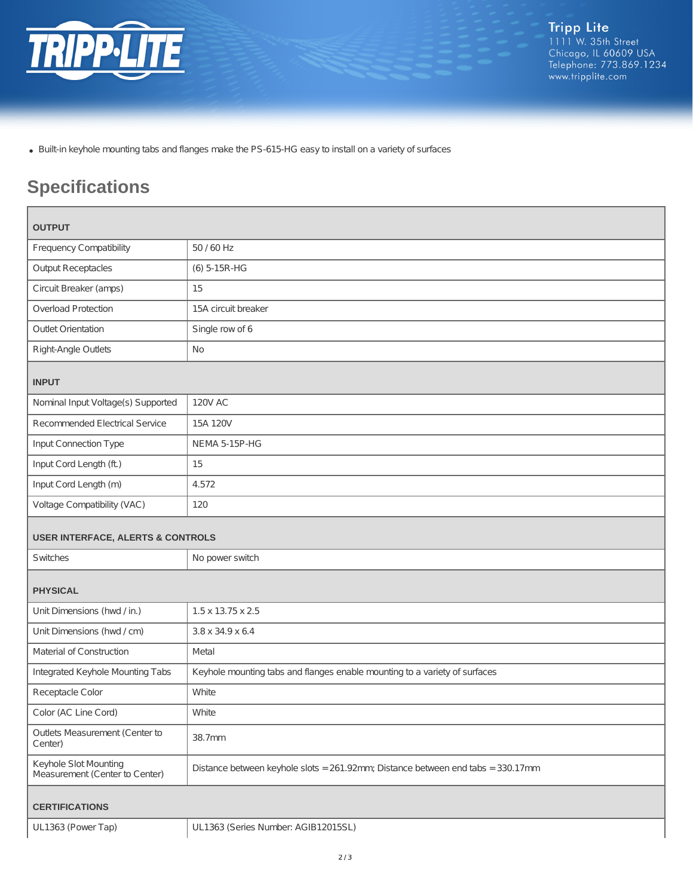- Built-in keyhole mounting tabs and flanges make the PS-615-HG easy to install on a variety of surfaces

## Specifications

| OUTPUT | |
|---|---|
| Frequency Compatibility | 50 / 60 Hz |
| Output Receptacles | (6) 5-15R-HG |
| Circuit Breaker (amps) | 15 |
| Overload Protection | 15A circuit breaker |
| Outlet Orientation | Single row of 6 |
| Right-Angle Outlets | No |
| **INPUT** | |
| Nominal Input Voltage(s) Supported | 120V AC |
| Recommended Electrical Service | 15A 120V |
| Input Connection Type | NEMA 5-15P-HG |
| Input Cord Length (ft.) | 15 |
| Input Cord Length (m) | 4.572 |
| Voltage Compatibility (VAC) | 120 |
| **USER INTERFACE, ALERTS & CONTROLS** | |
| Switches | No power switch |
| **PHYSICAL** | |
| Unit Dimensions (hwd / in.) | 1.5 x 13.75 x 2.5 |
| Unit Dimensions (hwd / cm) | 3.8 x 34.9 x 6.4 |
| Material of Construction | Metal |
| Integrated Keyhole Mounting Tabs | Keyhole mounting tabs and flanges enable mounting to a variety of surfaces |
| Receptacle Color | White |
| Color (AC Line Cord) | White |
| Outlets Measurement (Center to Center) | 38.7mm |
| Keyhole Slot Mounting Measurement (Center to Center) | Distance between keyhole slots = 261.92mm; Distance between end tabs = 330.17mm |
| **CERTIFICATIONS** | |
| UL1363 (Power Tap) | UL1363 (Series Number: AGIB12015SL) |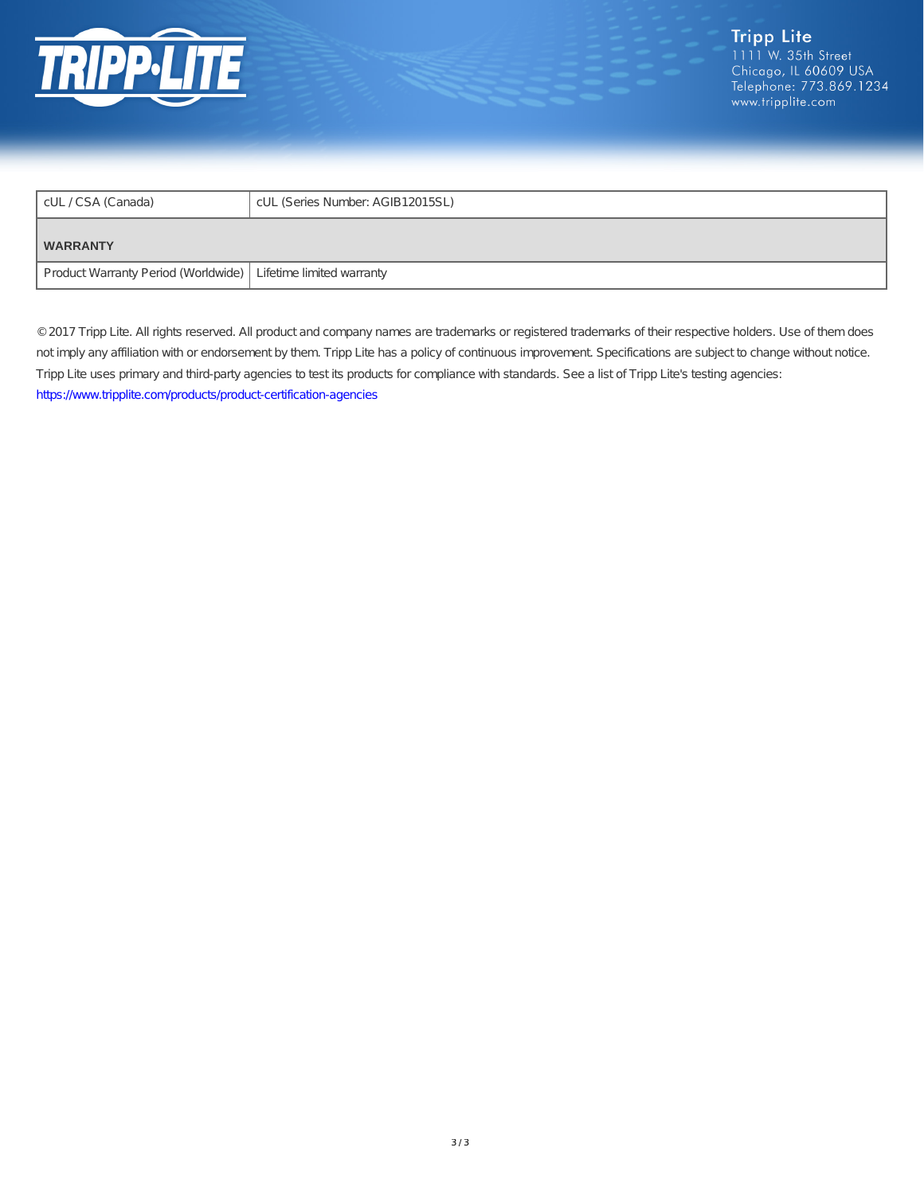| | |
|---|---|
| cUL / CSA (Canada) | cUL (Series Number: AGIB12015SL) |
| **WARRANTY** | |
| Product Warranty Period (Worldwide) | Lifetime limited warranty |

© 2017 Tripp Lite. All rights reserved. All product and company names are trademarks or registered trademarks of their respective holders. Use of them does not imply any affiliation with or endorsement by them. Tripp Lite has a policy of continuous improvement. Specifications are subject to change without notice. Tripp Lite uses primary and third-party agencies to test its products for compliance with standards. See a list of Tripp Lite's testing agencies: https://www.tripplite.com/products/product-certification-agencies